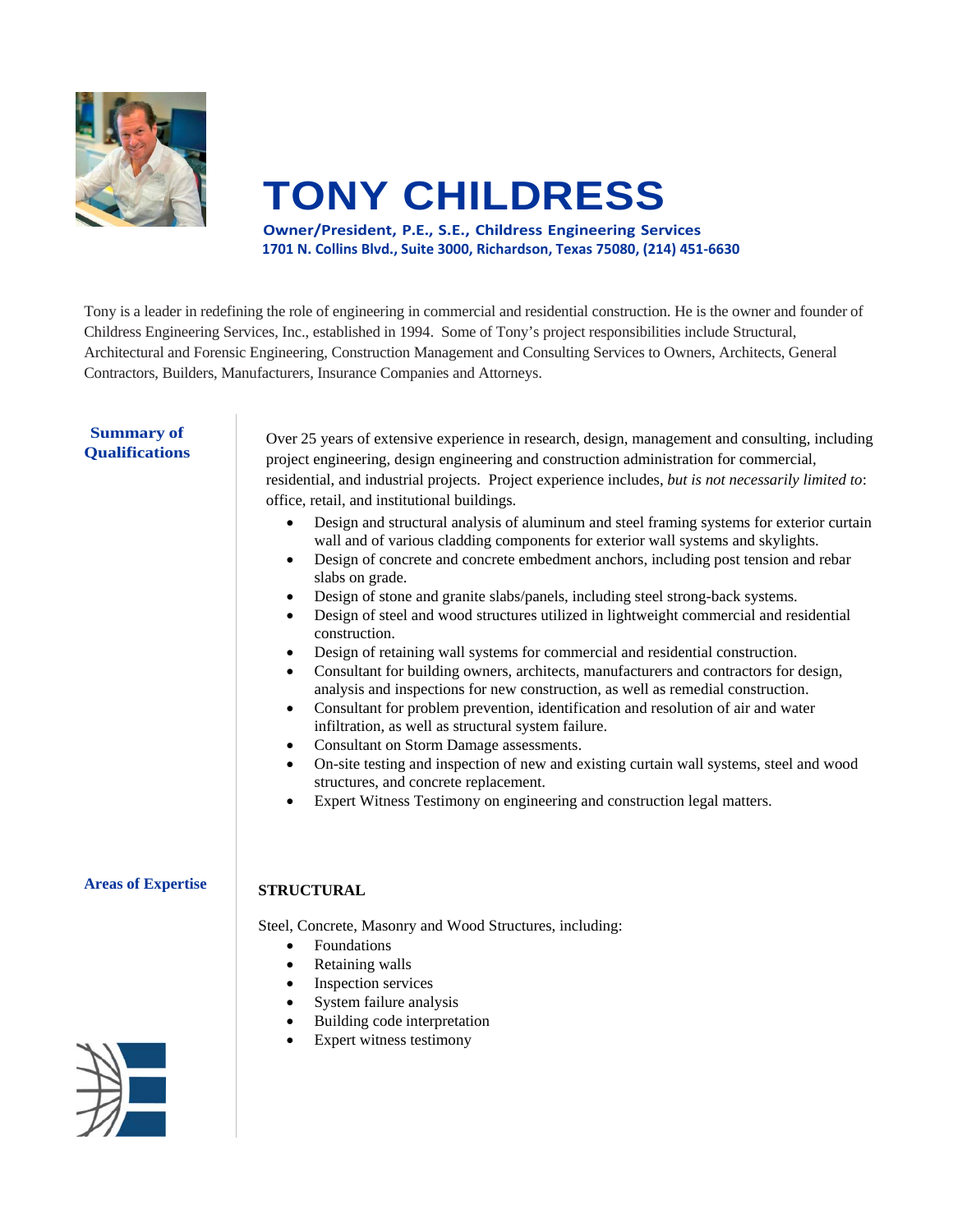# TONY CHILDRESS

**Owner/President, P.E., S.E., Childress Engineering Services**
**1701 N. Collins Blvd., Suite 3000, Richardson, Texas 75080, (214) 451-6630**

Tony is a leader in redefining the role of engineering in commercial and residential construction. He is the owner and founder of Childress Engineering Services, Inc., established in 1994. Some of Tony's project responsibilities include Structural, Architectural and Forensic Engineering, Construction Management and Consulting Services to Owners, Architects, General Contractors, Builders, Manufacturers, Insurance Companies and Attorneys.

## Summary of Qualifications

Over 25 years of extensive experience in research, design, management and consulting, including project engineering, design engineering and construction administration for commercial, residential, and industrial projects. Project experience includes, *but is not necessarily limited to*: office, retail, and institutional buildings.

- Design and structural analysis of aluminum and steel framing systems for exterior curtain wall and of various cladding components for exterior wall systems and skylights.
- Design of concrete and concrete embedment anchors, including post tension and rebar slabs on grade.
- Design of stone and granite slabs/panels, including steel strong-back systems.
- Design of steel and wood structures utilized in lightweight commercial and residential construction.
- Design of retaining wall systems for commercial and residential construction.
- Consultant for building owners, architects, manufacturers and contractors for design, analysis and inspections for new construction, as well as remedial construction.
- Consultant for problem prevention, identification and resolution of air and water infiltration, as well as structural system failure.
- Consultant on Storm Damage assessments.
- On-site testing and inspection of new and existing curtain wall systems, steel and wood structures, and concrete replacement.
- Expert Witness Testimony on engineering and construction legal matters.

## Areas of Expertise

**STRUCTURAL**

Steel, Concrete, Masonry and Wood Structures, including:

- Foundations
- Retaining walls
- Inspection services
- System failure analysis
- Building code interpretation
- Expert witness testimony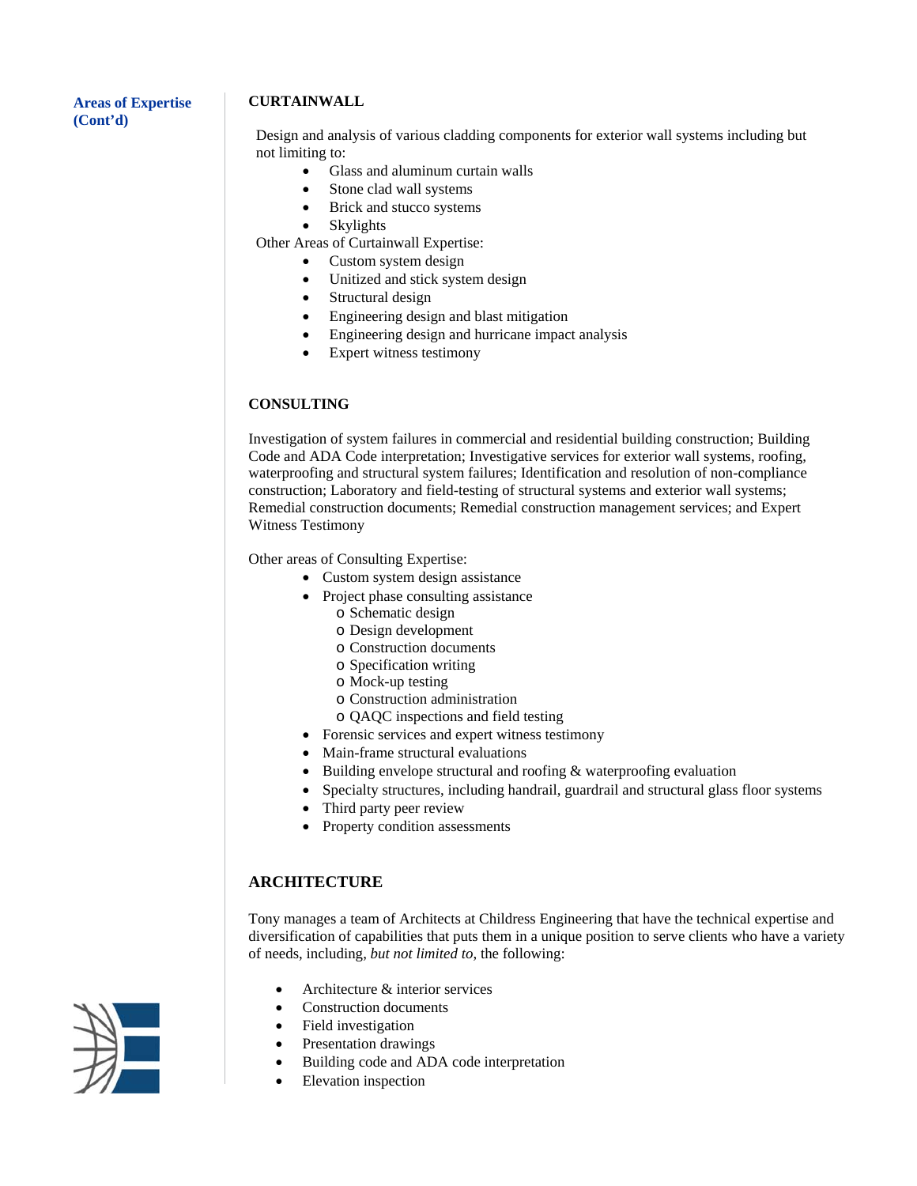**Areas of Expertise (Cont'd)**

**CURTAINWALL**

Design and analysis of various cladding components for exterior wall systems including but not limiting to:

- Glass and aluminum curtain walls
- Stone clad wall systems
- Brick and stucco systems
- Skylights

Other Areas of Curtainwall Expertise:

- Custom system design
- Unitized and stick system design
- Structural design
- Engineering design and blast mitigation
- Engineering design and hurricane impact analysis
- Expert witness testimony

**CONSULTING**

Investigation of system failures in commercial and residential building construction; Building Code and ADA Code interpretation; Investigative services for exterior wall systems, roofing, waterproofing and structural system failures; Identification and resolution of non-compliance construction; Laboratory and field-testing of structural systems and exterior wall systems; Remedial construction documents; Remedial construction management services; and Expert Witness Testimony

Other areas of Consulting Expertise:

- Custom system design assistance
- Project phase consulting assistance
  - Schematic design
  - Design development
  - Construction documents
  - Specification writing
  - Mock-up testing
  - Construction administration
  - QAQC inspections and field testing
- Forensic services and expert witness testimony
- Main-frame structural evaluations
- Building envelope structural and roofing & waterproofing evaluation
- Specialty structures, including handrail, guardrail and structural glass floor systems
- Third party peer review
- Property condition assessments

**ARCHITECTURE**

Tony manages a team of Architects at Childress Engineering that have the technical expertise and diversification of capabilities that puts them in a unique position to serve clients who have a variety of needs, including, *but not limited to*, the following:

- Architecture & interior services
- Construction documents
- Field investigation
- Presentation drawings
- Building code and ADA code interpretation
- Elevation inspection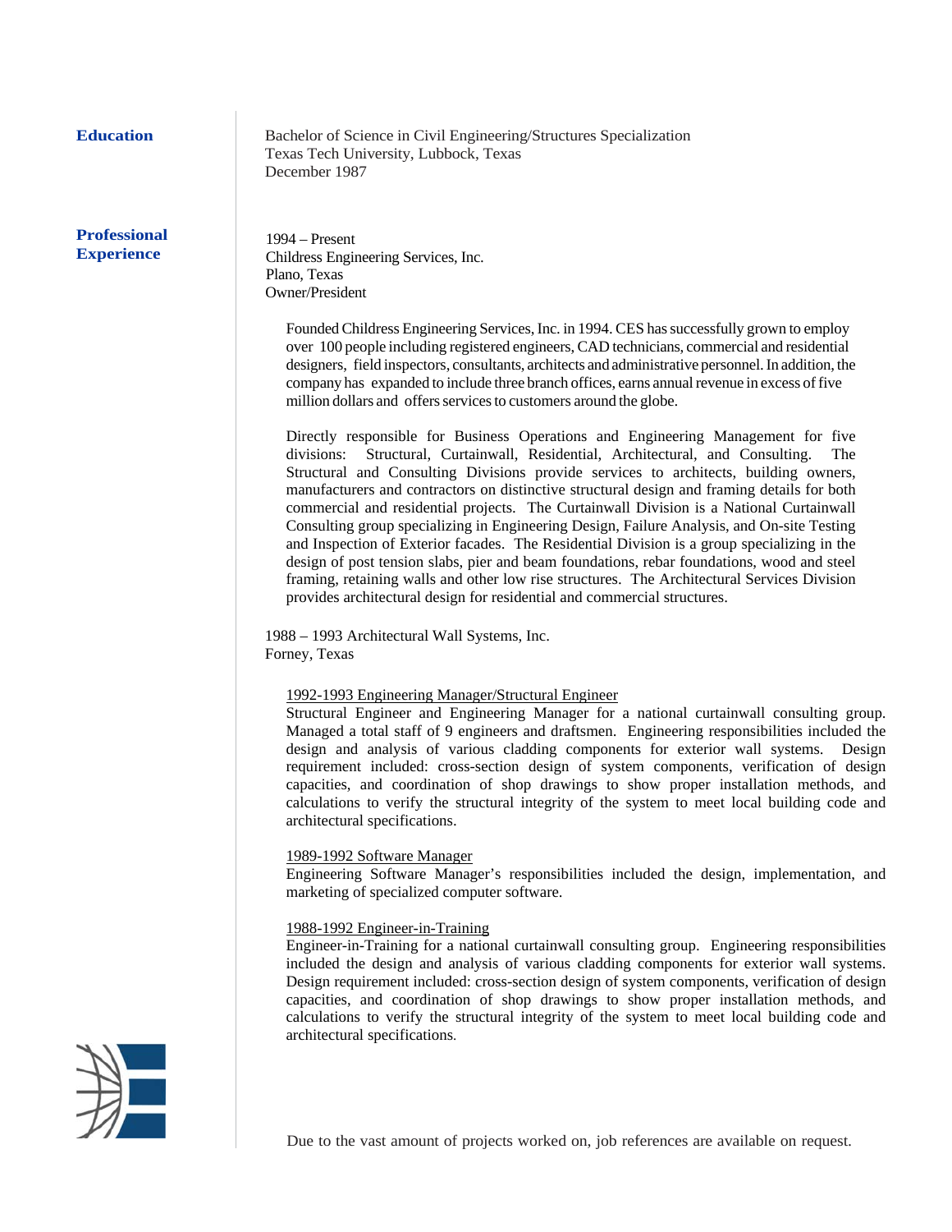## Education

Bachelor of Science in Civil Engineering/Structures Specialization
Texas Tech University, Lubbock, Texas
December 1987

## Professional Experience

1994 – Present
Childress Engineering Services, Inc.
Plano, Texas
Owner/President

Founded Childress Engineering Services, Inc. in 1994. CES has successfully grown to employ over 100 people including registered engineers, CAD technicians, commercial and residential designers, field inspectors, consultants, architects and administrative personnel. In addition, the company has expanded to include three branch offices, earns annual revenue in excess of five million dollars and offers services to customers around the globe.

Directly responsible for Business Operations and Engineering Management for five divisions: Structural, Curtainwall, Residential, Architectural, and Consulting. The Structural and Consulting Divisions provide services to architects, building owners, manufacturers and contractors on distinctive structural design and framing details for both commercial and residential projects. The Curtainwall Division is a National Curtainwall Consulting group specializing in Engineering Design, Failure Analysis, and On-site Testing and Inspection of Exterior facades. The Residential Division is a group specializing in the design of post tension slabs, pier and beam foundations, rebar foundations, wood and steel framing, retaining walls and other low rise structures. The Architectural Services Division provides architectural design for residential and commercial structures.

1988 – 1993 Architectural Wall Systems, Inc.
Forney, Texas

1992-1993 Engineering Manager/Structural Engineer

Structural Engineer and Engineering Manager for a national curtainwall consulting group. Managed a total staff of 9 engineers and draftsmen. Engineering responsibilities included the design and analysis of various cladding components for exterior wall systems. Design requirement included: cross-section design of system components, verification of design capacities, and coordination of shop drawings to show proper installation methods, and calculations to verify the structural integrity of the system to meet local building code and architectural specifications.

1989-1992 Software Manager

Engineering Software Manager's responsibilities included the design, implementation, and marketing of specialized computer software.

1988-1992 Engineer-in-Training

Engineer-in-Training for a national curtainwall consulting group. Engineering responsibilities included the design and analysis of various cladding components for exterior wall systems. Design requirement included: cross-section design of system components, verification of design capacities, and coordination of shop drawings to show proper installation methods, and calculations to verify the structural integrity of the system to meet local building code and architectural specifications.

Due to the vast amount of projects worked on, job references are available on request.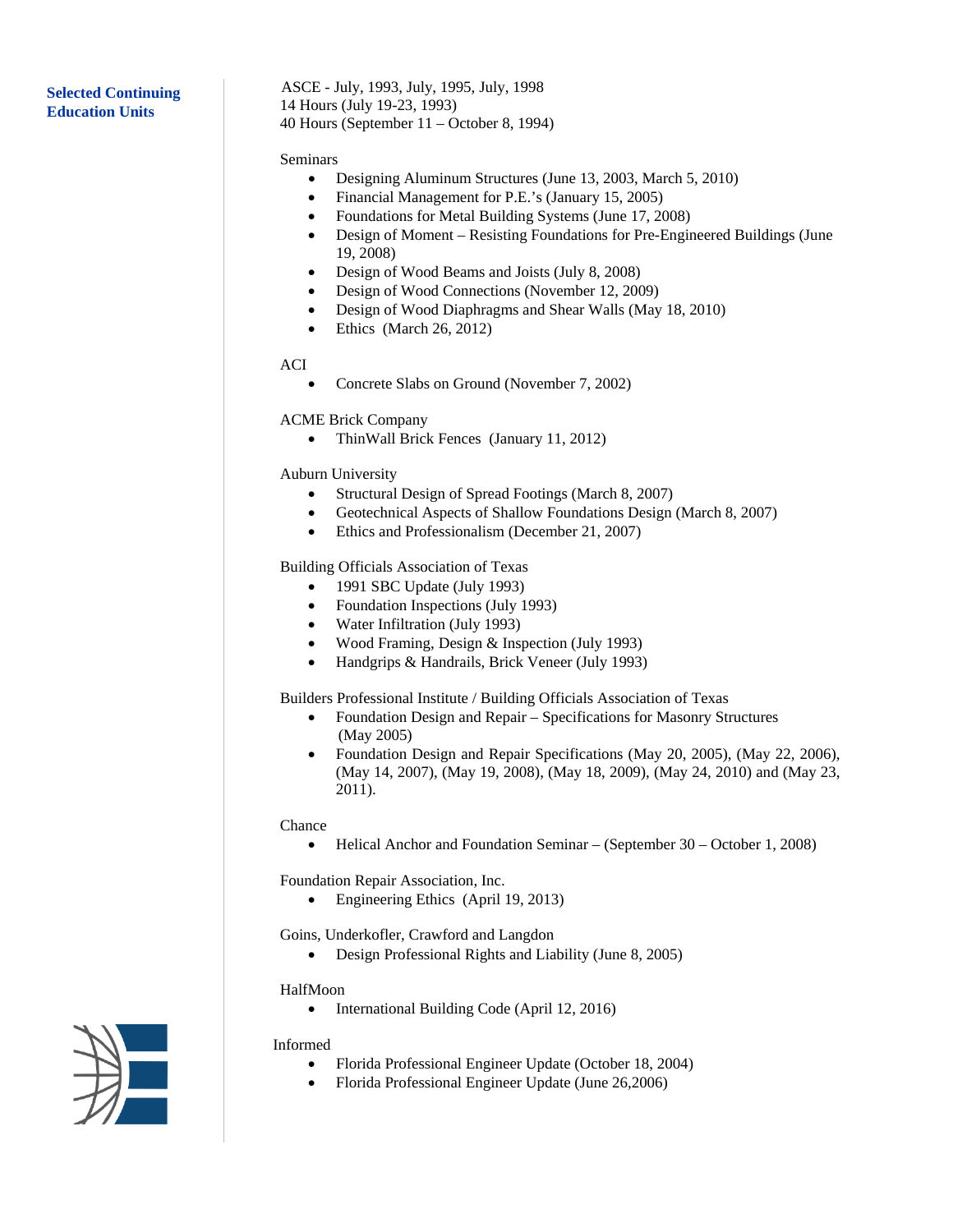**Selected Continuing Education Units**

ASCE - July, 1993, July, 1995, July, 1998
14 Hours (July 19-23, 1993)
40 Hours (September 11 – October 8, 1994)

Seminars

- Designing Aluminum Structures (June 13, 2003, March 5, 2010)
- Financial Management for P.E.'s (January 15, 2005)
- Foundations for Metal Building Systems (June 17, 2008)
- Design of Moment – Resisting Foundations for Pre-Engineered Buildings (June 19, 2008)
- Design of Wood Beams and Joists (July 8, 2008)
- Design of Wood Connections (November 12, 2009)
- Design of Wood Diaphragms and Shear Walls (May 18, 2010)
- Ethics (March 26, 2012)

ACI

- Concrete Slabs on Ground (November 7, 2002)

ACME Brick Company

- ThinWall Brick Fences (January 11, 2012)

Auburn University

- Structural Design of Spread Footings (March 8, 2007)
- Geotechnical Aspects of Shallow Foundations Design (March 8, 2007)
- Ethics and Professionalism (December 21, 2007)

Building Officials Association of Texas

- 1991 SBC Update (July 1993)
- Foundation Inspections (July 1993)
- Water Infiltration (July 1993)
- Wood Framing, Design & Inspection (July 1993)
- Handgrips & Handrails, Brick Veneer (July 1993)

Builders Professional Institute / Building Officials Association of Texas

- Foundation Design and Repair – Specifications for Masonry Structures (May 2005)
- Foundation Design and Repair Specifications (May 20, 2005), (May 22, 2006), (May 14, 2007), (May 19, 2008), (May 18, 2009), (May 24, 2010) and (May 23, 2011).

Chance

- Helical Anchor and Foundation Seminar – (September 30 – October 1, 2008)

Foundation Repair Association, Inc.

- Engineering Ethics (April 19, 2013)

Goins, Underkofler, Crawford and Langdon

- Design Professional Rights and Liability (June 8, 2005)

HalfMoon

- International Building Code (April 12, 2016)

Informed

- Florida Professional Engineer Update (October 18, 2004)
- Florida Professional Engineer Update (June 26,2006)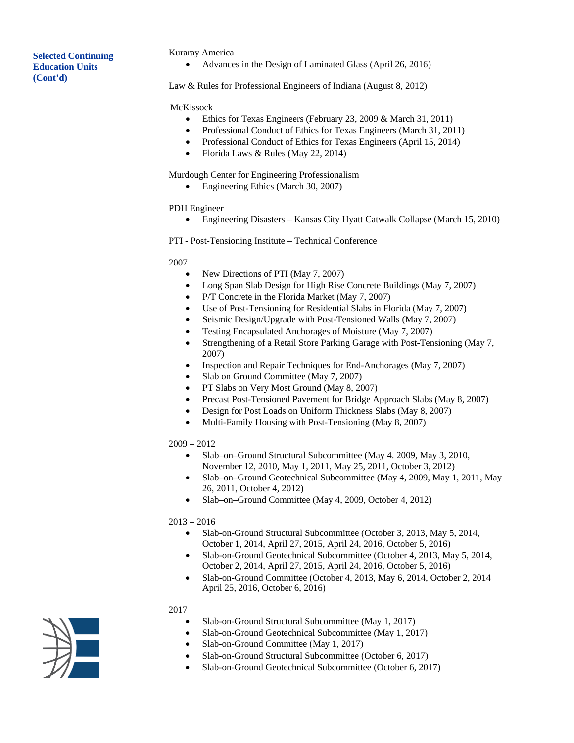**Selected Continuing Education Units (Cont'd)**

Kuraray America

- Advances in the Design of Laminated Glass (April 26, 2016)

Law & Rules for Professional Engineers of Indiana (August 8, 2012)

McKissock

- Ethics for Texas Engineers (February 23, 2009 & March 31, 2011)
- Professional Conduct of Ethics for Texas Engineers (March 31, 2011)
- Professional Conduct of Ethics for Texas Engineers (April 15, 2014)
- Florida Laws & Rules (May 22, 2014)

Murdough Center for Engineering Professionalism

- Engineering Ethics (March 30, 2007)

PDH Engineer

- Engineering Disasters – Kansas City Hyatt Catwalk Collapse (March 15, 2010)

PTI - Post-Tensioning Institute – Technical Conference

2007

- New Directions of PTI (May 7, 2007)
- Long Span Slab Design for High Rise Concrete Buildings (May 7, 2007)
- P/T Concrete in the Florida Market (May 7, 2007)
- Use of Post-Tensioning for Residential Slabs in Florida (May 7, 2007)
- Seismic Design/Upgrade with Post-Tensioned Walls (May 7, 2007)
- Testing Encapsulated Anchorages of Moisture (May 7, 2007)
- Strengthening of a Retail Store Parking Garage with Post-Tensioning (May 7, 2007)
- Inspection and Repair Techniques for End-Anchorages (May 7, 2007)
- Slab on Ground Committee (May 7, 2007)
- PT Slabs on Very Most Ground (May 8, 2007)
- Precast Post-Tensioned Pavement for Bridge Approach Slabs (May 8, 2007)
- Design for Post Loads on Uniform Thickness Slabs (May 8, 2007)
- Multi-Family Housing with Post-Tensioning (May 8, 2007)

2009 – 2012

- Slab–on–Ground Structural Subcommittee (May 4. 2009, May 3, 2010, November 12, 2010, May 1, 2011, May 25, 2011, October 3, 2012)
- Slab–on–Ground Geotechnical Subcommittee (May 4, 2009, May 1, 2011, May 26, 2011, October 4, 2012)
- Slab–on–Ground Committee (May 4, 2009, October 4, 2012)

2013 – 2016

- Slab-on-Ground Structural Subcommittee (October 3, 2013, May 5, 2014, October 1, 2014, April 27, 2015, April 24, 2016, October 5, 2016)
- Slab-on-Ground Geotechnical Subcommittee (October 4, 2013, May 5, 2014, October 2, 2014, April 27, 2015, April 24, 2016, October 5, 2016)
- Slab-on-Ground Committee (October 4, 2013, May 6, 2014, October 2, 2014 April 25, 2016, October 6, 2016)

2017

- Slab-on-Ground Structural Subcommittee (May 1, 2017)
- Slab-on-Ground Geotechnical Subcommittee (May 1, 2017)
- Slab-on-Ground Committee (May 1, 2017)
- Slab-on-Ground Structural Subcommittee (October 6, 2017)
- Slab-on-Ground Geotechnical Subcommittee (October 6, 2017)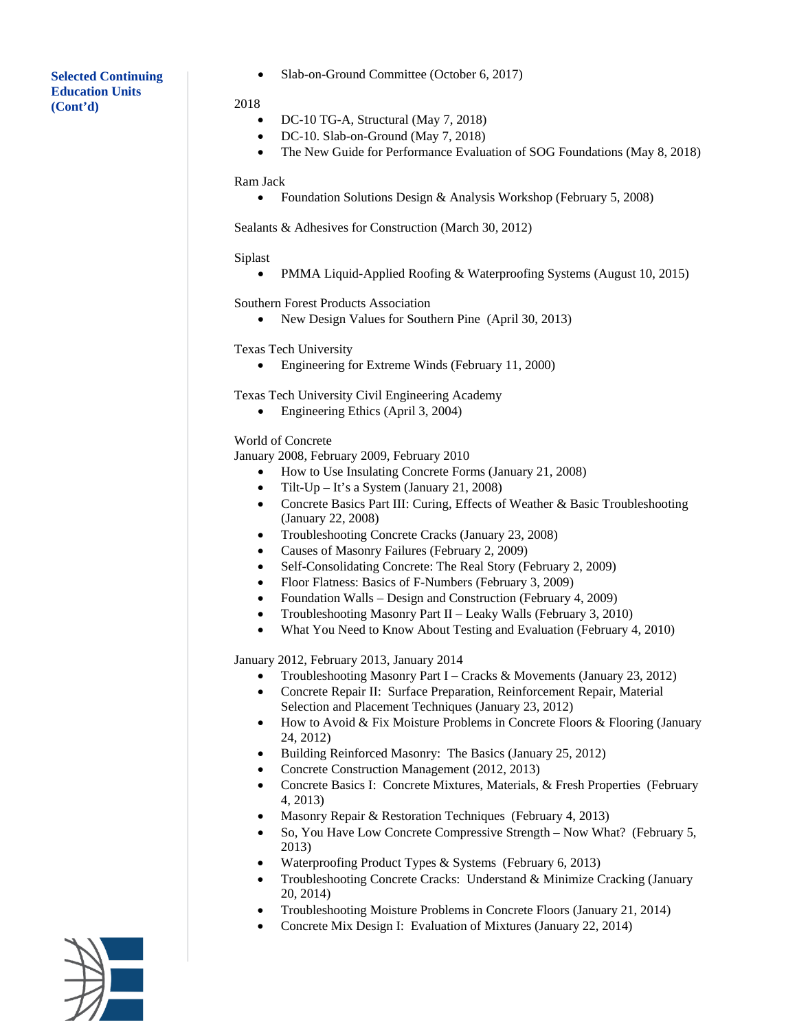**Selected Continuing Education Units (Cont'd)**

- Slab-on-Ground Committee (October 6, 2017)

2018

- DC-10 TG-A, Structural (May 7, 2018)
- DC-10. Slab-on-Ground (May 7, 2018)
- The New Guide for Performance Evaluation of SOG Foundations (May 8, 2018)

Ram Jack

- Foundation Solutions Design & Analysis Workshop (February 5, 2008)

Sealants & Adhesives for Construction (March 30, 2012)

Siplast

- PMMA Liquid-Applied Roofing & Waterproofing Systems (August 10, 2015)

Southern Forest Products Association

- New Design Values for Southern Pine (April 30, 2013)

Texas Tech University

- Engineering for Extreme Winds (February 11, 2000)

Texas Tech University Civil Engineering Academy

- Engineering Ethics (April 3, 2004)

World of Concrete
January 2008, February 2009, February 2010

- How to Use Insulating Concrete Forms (January 21, 2008)
- Tilt-Up – It's a System (January 21, 2008)
- Concrete Basics Part III: Curing, Effects of Weather & Basic Troubleshooting (January 22, 2008)
- Troubleshooting Concrete Cracks (January 23, 2008)
- Causes of Masonry Failures (February 2, 2009)
- Self-Consolidating Concrete: The Real Story (February 2, 2009)
- Floor Flatness: Basics of F-Numbers (February 3, 2009)
- Foundation Walls – Design and Construction (February 4, 2009)
- Troubleshooting Masonry Part II – Leaky Walls (February 3, 2010)
- What You Need to Know About Testing and Evaluation (February 4, 2010)

January 2012, February 2013, January 2014

- Troubleshooting Masonry Part I – Cracks & Movements (January 23, 2012)
- Concrete Repair II: Surface Preparation, Reinforcement Repair, Material Selection and Placement Techniques (January 23, 2012)
- How to Avoid & Fix Moisture Problems in Concrete Floors & Flooring (January 24, 2012)
- Building Reinforced Masonry: The Basics (January 25, 2012)
- Concrete Construction Management (2012, 2013)
- Concrete Basics I: Concrete Mixtures, Materials, & Fresh Properties (February 4, 2013)
- Masonry Repair & Restoration Techniques (February 4, 2013)
- So, You Have Low Concrete Compressive Strength – Now What? (February 5, 2013)
- Waterproofing Product Types & Systems (February 6, 2013)
- Troubleshooting Concrete Cracks: Understand & Minimize Cracking (January 20, 2014)
- Troubleshooting Moisture Problems in Concrete Floors (January 21, 2014)
- Concrete Mix Design I: Evaluation of Mixtures (January 22, 2014)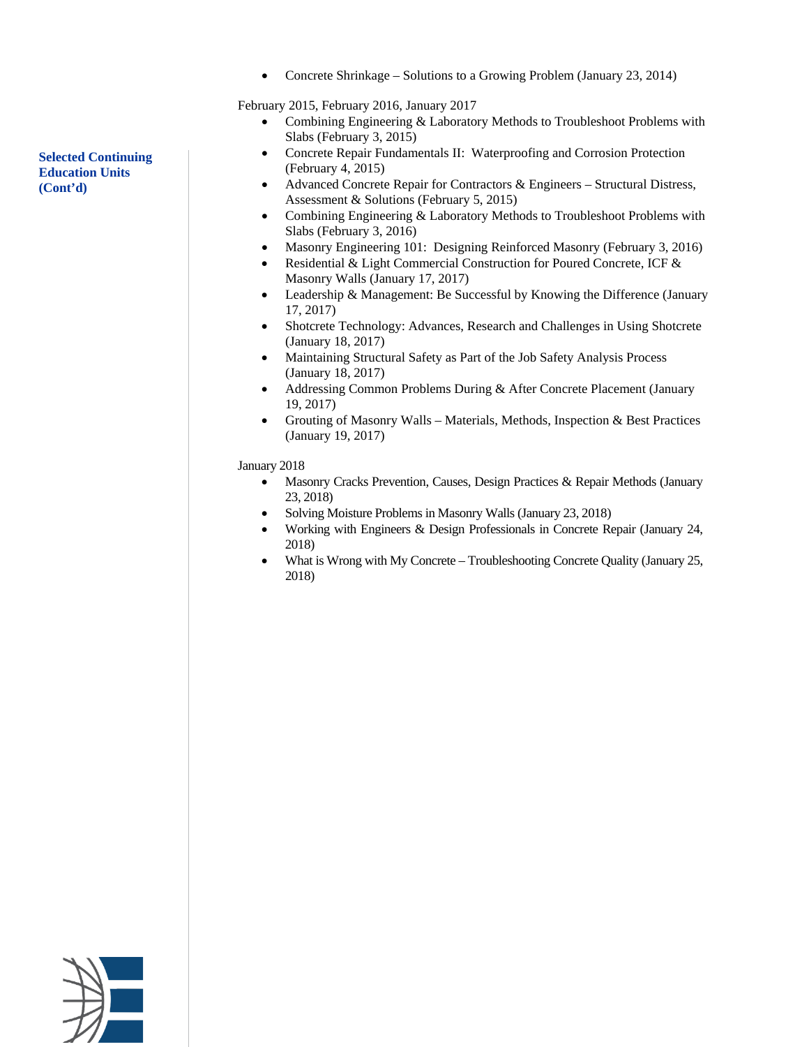**Selected Continuing Education Units (Cont'd)**

- Concrete Shrinkage – Solutions to a Growing Problem (January 23, 2014)

February 2015, February 2016, January 2017

- Combining Engineering & Laboratory Methods to Troubleshoot Problems with Slabs (February 3, 2015)
- Concrete Repair Fundamentals II: Waterproofing and Corrosion Protection (February 4, 2015)
- Advanced Concrete Repair for Contractors & Engineers – Structural Distress, Assessment & Solutions (February 5, 2015)
- Combining Engineering & Laboratory Methods to Troubleshoot Problems with Slabs (February 3, 2016)
- Masonry Engineering 101: Designing Reinforced Masonry (February 3, 2016)
- Residential & Light Commercial Construction for Poured Concrete, ICF & Masonry Walls (January 17, 2017)
- Leadership & Management: Be Successful by Knowing the Difference (January 17, 2017)
- Shotcrete Technology: Advances, Research and Challenges in Using Shotcrete (January 18, 2017)
- Maintaining Structural Safety as Part of the Job Safety Analysis Process (January 18, 2017)
- Addressing Common Problems During & After Concrete Placement (January 19, 2017)
- Grouting of Masonry Walls – Materials, Methods, Inspection & Best Practices (January 19, 2017)

January 2018

- Masonry Cracks Prevention, Causes, Design Practices & Repair Methods (January 23, 2018)
- Solving Moisture Problems in Masonry Walls (January 23, 2018)
- Working with Engineers & Design Professionals in Concrete Repair (January 24, 2018)
- What is Wrong with My Concrete – Troubleshooting Concrete Quality (January 25, 2018)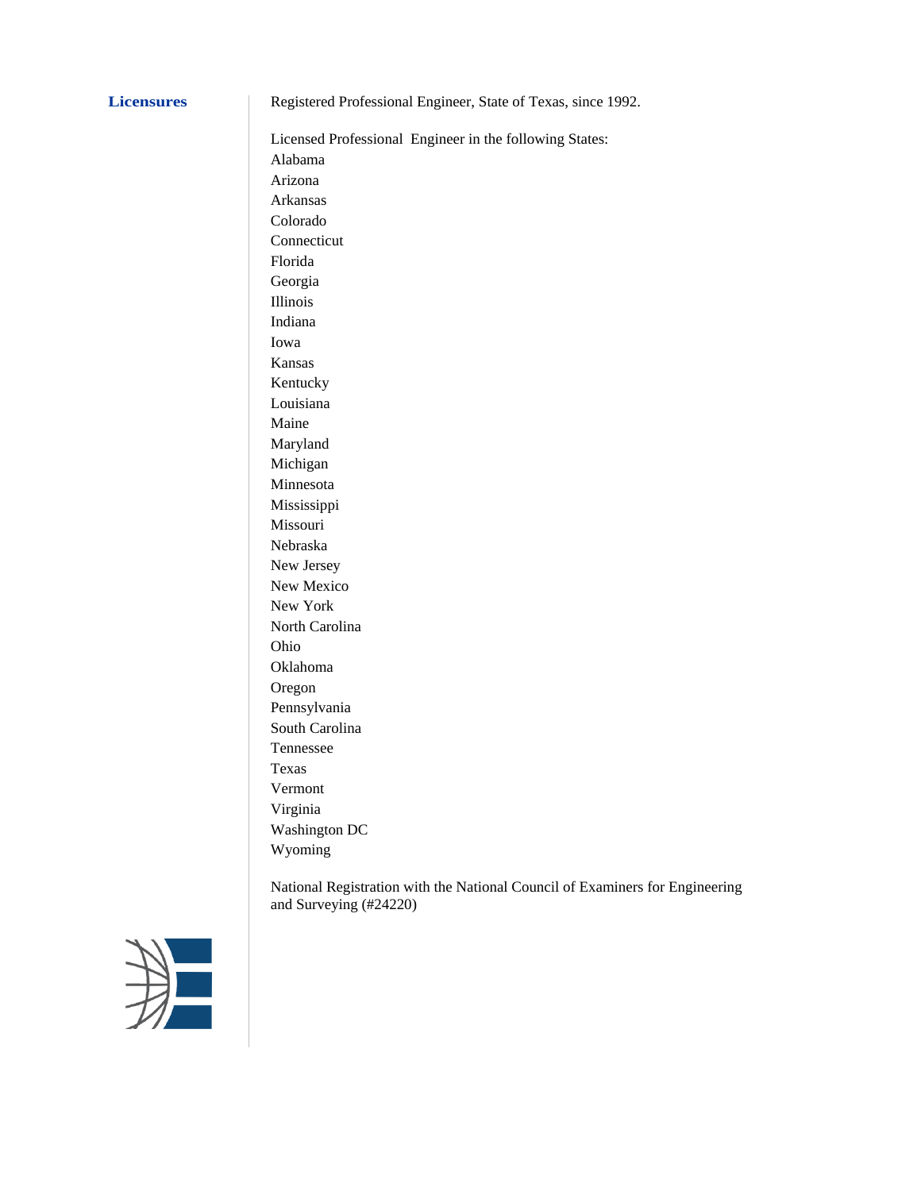## Licensures

Registered Professional Engineer, State of Texas, since 1992.

Licensed Professional Engineer in the following States:

- Alabama
- Arizona
- Arkansas
- Colorado
- Connecticut
- Florida
- Georgia
- Illinois
- Indiana
- Iowa
- Kansas
- Kentucky
- Louisiana
- Maine
- Maryland
- Michigan
- Minnesota
- Mississippi
- Missouri
- Nebraska
- New Jersey
- New Mexico
- New York
- North Carolina
- Ohio
- Oklahoma
- Oregon
- Pennsylvania
- South Carolina
- Tennessee
- Texas
- Vermont
- Virginia
- Washington DC
- Wyoming

National Registration with the National Council of Examiners for Engineering and Surveying (#24220)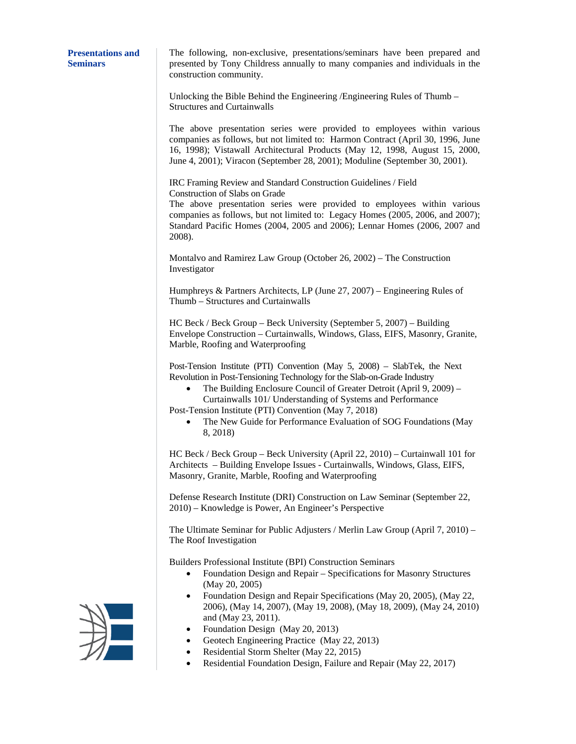## Presentations and Seminars

The following, non-exclusive, presentations/seminars have been prepared and presented by Tony Childress annually to many companies and individuals in the construction community.

Unlocking the Bible Behind the Engineering /Engineering Rules of Thumb – Structures and Curtainwalls

The above presentation series were provided to employees within various companies as follows, but not limited to: Harmon Contract (April 30, 1996, June 16, 1998); Vistawall Architectural Products (May 12, 1998, August 15, 2000, June 4, 2001); Viracon (September 28, 2001); Moduline (September 30, 2001).

IRC Framing Review and Standard Construction Guidelines / Field Construction of Slabs on Grade
The above presentation series were provided to employees within various companies as follows, but not limited to: Legacy Homes (2005, 2006, and 2007); Standard Pacific Homes (2004, 2005 and 2006); Lennar Homes (2006, 2007 and 2008).

Montalvo and Ramirez Law Group (October 26, 2002) – The Construction Investigator

Humphreys & Partners Architects, LP (June 27, 2007) – Engineering Rules of Thumb – Structures and Curtainwalls

HC Beck / Beck Group – Beck University (September 5, 2007) – Building Envelope Construction – Curtainwalls, Windows, Glass, EIFS, Masonry, Granite, Marble, Roofing and Waterproofing

Post-Tension Institute (PTI) Convention (May 5, 2008) – SlabTek, the Next Revolution in Post-Tensioning Technology for the Slab-on-Grade Industry

- The Building Enclosure Council of Greater Detroit (April 9, 2009) – Curtainwalls 101/ Understanding of Systems and Performance

Post-Tension Institute (PTI) Convention (May 7, 2018)

- The New Guide for Performance Evaluation of SOG Foundations (May 8, 2018)

HC Beck / Beck Group – Beck University (April 22, 2010) – Curtainwall 101 for Architects – Building Envelope Issues - Curtainwalls, Windows, Glass, EIFS, Masonry, Granite, Marble, Roofing and Waterproofing

Defense Research Institute (DRI) Construction on Law Seminar (September 22, 2010) – Knowledge is Power, An Engineer's Perspective

The Ultimate Seminar for Public Adjusters / Merlin Law Group (April 7, 2010) – The Roof Investigation

Builders Professional Institute (BPI) Construction Seminars

- Foundation Design and Repair – Specifications for Masonry Structures (May 20, 2005)
- Foundation Design and Repair Specifications (May 20, 2005), (May 22, 2006), (May 14, 2007), (May 19, 2008), (May 18, 2009), (May 24, 2010) and (May 23, 2011).
- Foundation Design (May 20, 2013)
- Geotech Engineering Practice (May 22, 2013)
- Residential Storm Shelter (May 22, 2015)
- Residential Foundation Design, Failure and Repair (May 22, 2017)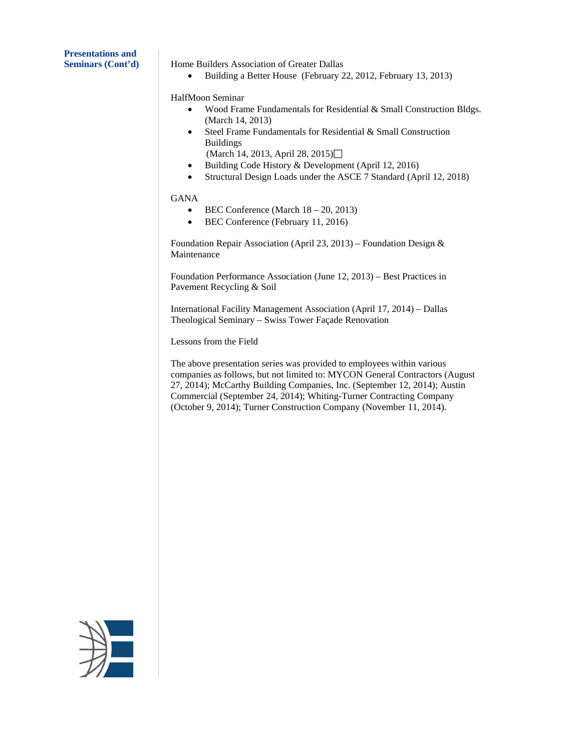**Presentations and Seminars (Cont'd)**

Home Builders Association of Greater Dallas

- Building a Better House (February 22, 2012, February 13, 2013)

HalfMoon Seminar

- Wood Frame Fundamentals for Residential & Small Construction Bldgs. (March 14, 2013)
- Steel Frame Fundamentals for Residential & Small Construction Buildings (March 14, 2013, April 28, 2015)
- Building Code History & Development (April 12, 2016)
- Structural Design Loads under the ASCE 7 Standard (April 12, 2018)

GANA

- BEC Conference (March 18 – 20, 2013)
- BEC Conference (February 11, 2016)

Foundation Repair Association (April 23, 2013) – Foundation Design & Maintenance

Foundation Performance Association (June 12, 2013) – Best Practices in Pavement Recycling & Soil

International Facility Management Association (April 17, 2014) – Dallas Theological Seminary – Swiss Tower Façade Renovation

Lessons from the Field

The above presentation series was provided to employees within various companies as follows, but not limited to: MYCON General Contractors (August 27, 2014); McCarthy Building Companies, Inc. (September 12, 2014); Austin Commercial (September 24, 2014); Whiting-Turner Contracting Company (October 9, 2014); Turner Construction Company (November 11, 2014).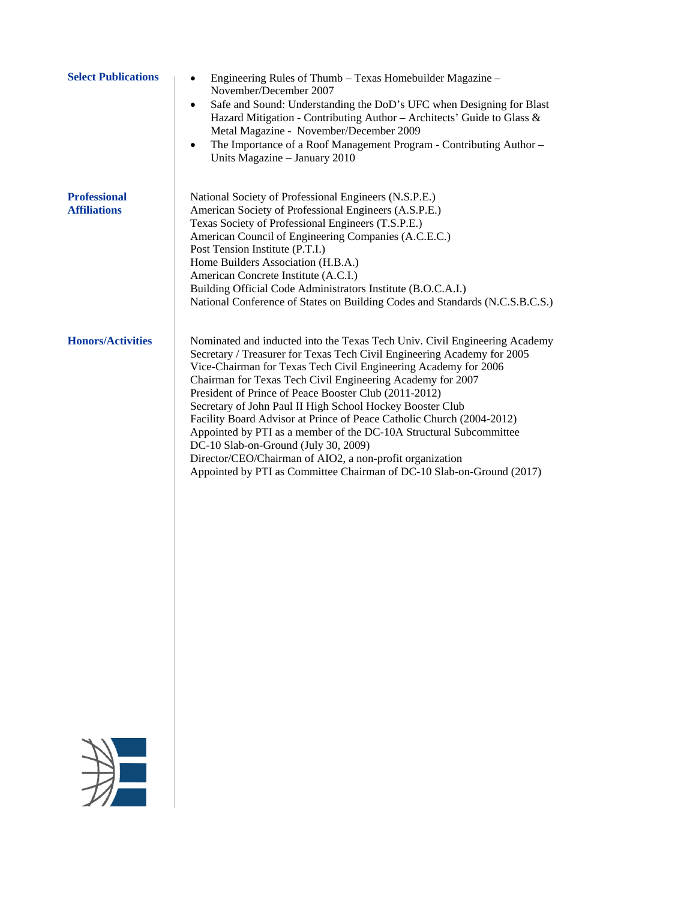## Select Publications

- Engineering Rules of Thumb – Texas Homebuilder Magazine – November/December 2007
- Safe and Sound: Understanding the DoD's UFC when Designing for Blast Hazard Mitigation - Contributing Author – Architects' Guide to Glass & Metal Magazine - November/December 2009
- The Importance of a Roof Management Program - Contributing Author – Units Magazine – January 2010

## Professional Affiliations

National Society of Professional Engineers (N.S.P.E.)
American Society of Professional Engineers (A.S.P.E.)
Texas Society of Professional Engineers (T.S.P.E.)
American Council of Engineering Companies (A.C.E.C.)
Post Tension Institute (P.T.I.)
Home Builders Association (H.B.A.)
American Concrete Institute (A.C.I.)
Building Official Code Administrators Institute (B.O.C.A.I.)
National Conference of States on Building Codes and Standards (N.C.S.B.C.S.)

## Honors/Activities

Nominated and inducted into the Texas Tech Univ. Civil Engineering Academy
Secretary / Treasurer for Texas Tech Civil Engineering Academy for 2005
Vice-Chairman for Texas Tech Civil Engineering Academy for 2006
Chairman for Texas Tech Civil Engineering Academy for 2007
President of Prince of Peace Booster Club (2011-2012)
Secretary of John Paul II High School Hockey Booster Club
Facility Board Advisor at Prince of Peace Catholic Church (2004-2012)
Appointed by PTI as a member of the DC-10A Structural Subcommittee
DC-10 Slab-on-Ground (July 30, 2009)
Director/CEO/Chairman of AIO2, a non-profit organization
Appointed by PTI as Committee Chairman of DC-10 Slab-on-Ground (2017)